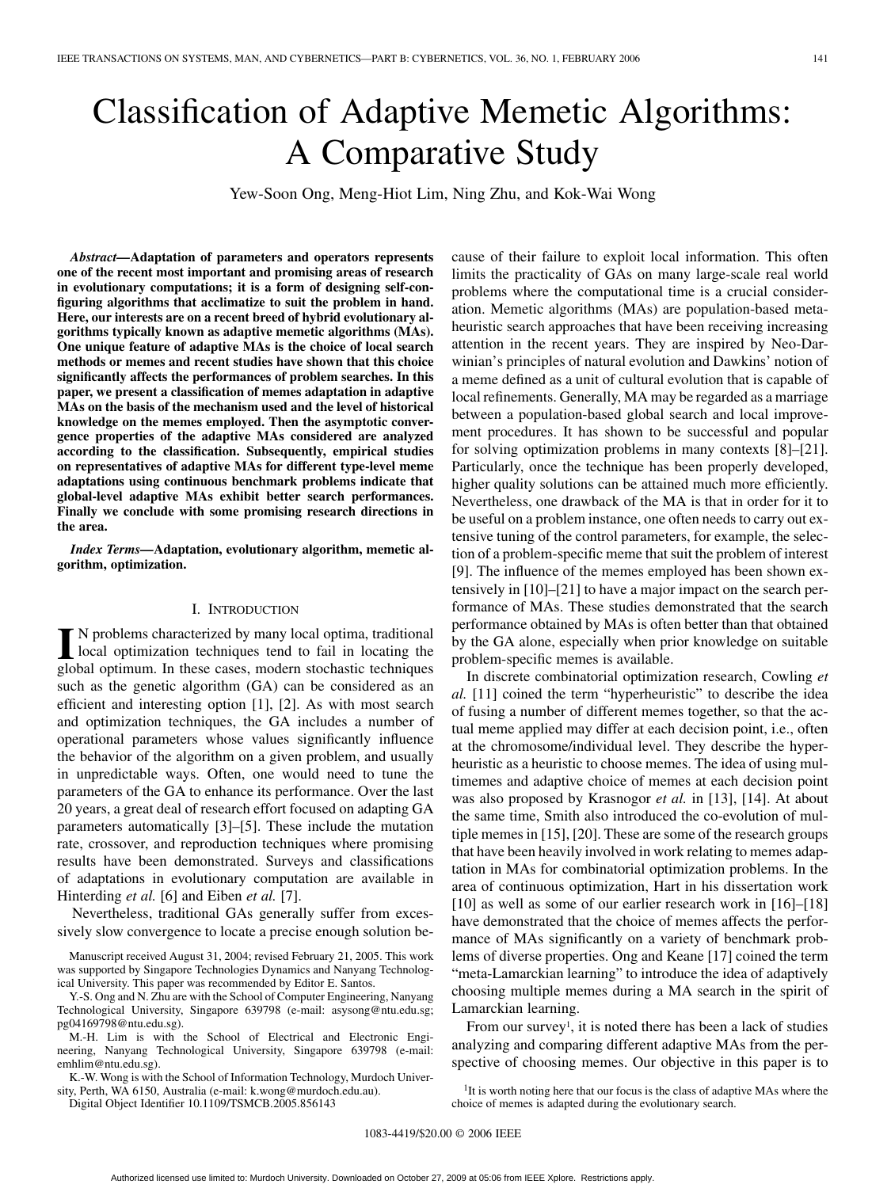# Classification of Adaptive Memetic Algorithms: A Comparative Study

Yew-Soon Ong, Meng-Hiot Lim, Ning Zhu, and Kok-Wai Wong

***Abstract*—Adaptation of parameters and operators represents one of the recent most important and promising areas of research in evolutionary computations; it is a form of designing self-configuring algorithms that acclimatize to suit the problem in hand. Here, our interests are on a recent breed of hybrid evolutionary algorithms typically known as adaptive memetic algorithms (MAs). One unique feature of adaptive MAs is the choice of local search methods or memes and recent studies have shown that this choice significantly affects the performances of problem searches. In this paper, we present a classification of memes adaptation in adaptive MAs on the basis of the mechanism used and the level of historical knowledge on the memes employed. Then the asymptotic convergence properties of the adaptive MAs considered are analyzed according to the classification. Subsequently, empirical studies on representatives of adaptive MAs for different type-level meme adaptations using continuous benchmark problems indicate that global-level adaptive MAs exhibit better search performances. Finally we conclude with some promising research directions in the area.**

***Index Terms*—Adaptation, evolutionary algorithm, memetic algorithm, optimization.**

## I. Introduction

In problems characterized by many local optima, traditional local optimization techniques tend to fail in locating the global optimum. In these cases, modern stochastic techniques such as the genetic algorithm (GA) can be considered as an efficient and interesting option [1], [2]. As with most search and optimization techniques, the GA includes a number of operational parameters whose values significantly influence the behavior of the algorithm on a given problem, and usually in unpredictable ways. Often, one would need to tune the parameters of the GA to enhance its performance. Over the last 20 years, a great deal of research effort focused on adapting GA parameters automatically [3]–[5]. These include the mutation rate, crossover, and reproduction techniques where promising results have been demonstrated. Surveys and classifications of adaptations in evolutionary computation are available in Hinterding *et al.* [6] and Eiben *et al.* [7].

Nevertheless, traditional GAs generally suffer from excessively slow convergence to locate a precise enough solution because of their failure to exploit local information. This often limits the practicality of GAs on many large-scale real world problems where the computational time is a crucial consideration. Memetic algorithms (MAs) are population-based metaheuristic search approaches that have been receiving increasing attention in the recent years. They are inspired by Neo-Darwinian's principles of natural evolution and Dawkins' notion of a meme defined as a unit of cultural evolution that is capable of local refinements. Generally, MA may be regarded as a marriage between a population-based global search and local improvement procedures. It has shown to be successful and popular for solving optimization problems in many contexts [8]–[21]. Particularly, once the technique has been properly developed, higher quality solutions can be attained much more efficiently. Nevertheless, one drawback of the MA is that in order for it to be useful on a problem instance, one often needs to carry out extensive tuning of the control parameters, for example, the selection of a problem-specific meme that suit the problem of interest [9]. The influence of the memes employed has been shown extensively in [10]–[21] to have a major impact on the search performance of MAs. These studies demonstrated that the search performance obtained by MAs is often better than that obtained by the GA alone, especially when prior knowledge on suitable problem-specific memes is available.

In discrete combinatorial optimization research, Cowling *et al.* [11] coined the term "hyperheuristic" to describe the idea of fusing a number of different memes together, so that the actual meme applied may differ at each decision point, i.e., often at the chromosome/individual level. They describe the hyperheuristic as a heuristic to choose memes. The idea of using multimemes and adaptive choice of memes at each decision point was also proposed by Krasnogor *et al.* in [13], [14]. At about the same time, Smith also introduced the co-evolution of multiple memes in [15], [20]. These are some of the research groups that have been heavily involved in work relating to memes adaptation in MAs for combinatorial optimization problems. In the area of continuous optimization, Hart in his dissertation work [10] as well as some of our earlier research work in [16]–[18] have demonstrated that the choice of memes affects the performance of MAs significantly on a variety of benchmark problems of diverse properties. Ong and Keane [17] coined the term "meta-Lamarckian learning" to introduce the idea of adaptively choosing multiple memes during a MA search in the spirit of Lamarckian learning.

From our survey[1], it is noted there has been a lack of studies analyzing and comparing different adaptive MAs from the perspective of choosing memes. Our objective in this paper is to

---

Manuscript received August 31, 2004; revised February 21, 2005. This work was supported by Singapore Technologies Dynamics and Nanyang Technological University. This paper was recommended by Editor E. Santos.

Y.-S. Ong and N. Zhu are with the School of Computer Engineering, Nanyang Technological University, Singapore 639798 (e-mail: asysong@ntu.edu.sg; pg04169798@ntu.edu.sg).

M.-H. Lim is with the School of Electrical and Electronic Engineering, Nanyang Technological University, Singapore 639798 (e-mail: emhlim@ntu.edu.sg).

K.-W. Wong is with the School of Information Technology, Murdoch University, Perth, WA 6150, Australia (e-mail: k.wong@murdoch.edu.au).

Digital Object Identifier 10.1109/TSMCB.2005.856143

[1] It is worth noting here that our focus is the class of adaptive MAs where the choice of memes is adapted during the evolutionary search.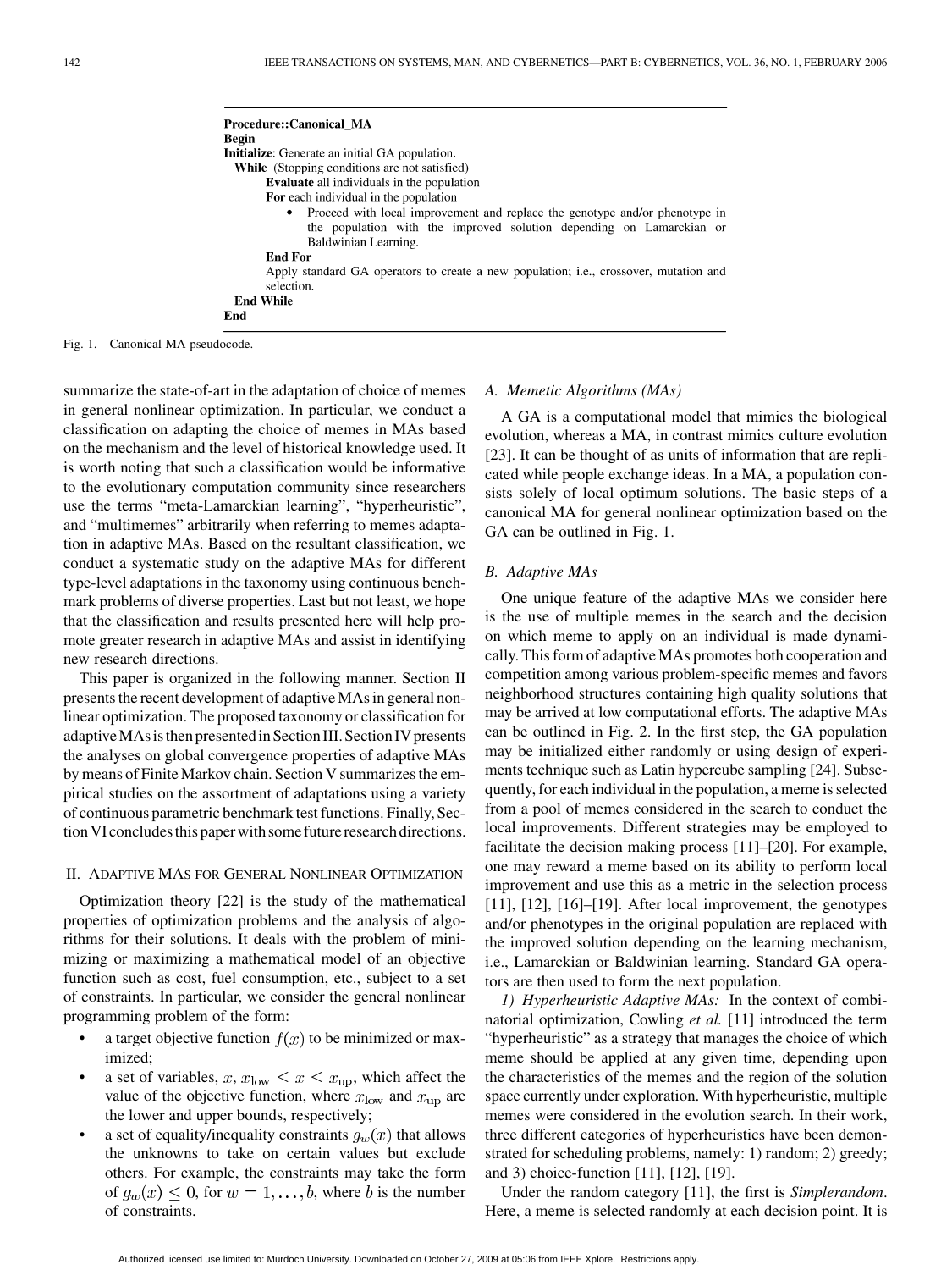```
Procedure::Canonical_MA
Begin
Initialize: Generate an initial GA population.
  While (Stopping conditions are not satisfied)
      Evaluate all individuals in the population
      For each individual in the population
          • Proceed with local improvement and replace the genotype and/or phenotype in
            the population with the improved solution depending on Lamarckian or
            Baldwinian Learning.
      End For
      Apply standard GA operators to create a new population; i.e., crossover, mutation and
      selection.
  End While
End
```

Fig. 1. Canonical MA pseudocode.

summarize the state-of-art in the adaptation of choice of memes in general nonlinear optimization. In particular, we conduct a classification on adapting the choice of memes in MAs based on the mechanism and the level of historical knowledge used. It is worth noting that such a classification would be informative to the evolutionary computation community since researchers use the terms "meta-Lamarckian learning", "hyperheuristic", and "multimemes" arbitrarily when referring to memes adaptation in adaptive MAs. Based on the resultant classification, we conduct a systematic study on the adaptive MAs for different type-level adaptations in the taxonomy using continuous benchmark problems of diverse properties. Last but not least, we hope that the classification and results presented here will help promote greater research in adaptive MAs and assist in identifying new research directions.

This paper is organized in the following manner. Section II presents the recent development of adaptive MAs in general nonlinear optimization. The proposed taxonomy or classification for adaptive MAs is then presented in Section III. Section IV presents the analyses on global convergence properties of adaptive MAs by means of Finite Markov chain. Section V summarizes the empirical studies on the assortment of adaptations using a variety of continuous parametric benchmark test functions. Finally, Section VI concludes this paper with some future research directions.

## II. Adaptive MAs for General Nonlinear Optimization

Optimization theory [22] is the study of the mathematical properties of optimization problems and the analysis of algorithms for their solutions. It deals with the problem of minimizing or maximizing a mathematical model of an objective function such as cost, fuel consumption, etc., subject to a set of constraints. In particular, we consider the general nonlinear programming problem of the form:

- a target objective function $f(x)$ to be minimized or maximized;
- a set of variables, $x$, $x_{\text{low}} \leq x \leq x_{\text{up}}$, which affect the value of the objective function, where $x_{\text{low}}$ and $x_{\text{up}}$ are the lower and upper bounds, respectively;
- a set of equality/inequality constraints $g_w(x)$ that allows the unknowns to take on certain values but exclude others. For example, the constraints may take the form of $g_w(x) \leq 0$, for $w = 1, \ldots, b$, where $b$ is the number of constraints.

### A. Memetic Algorithms (MAs)

A GA is a computational model that mimics the biological evolution, whereas a MA, in contrast mimics culture evolution [23]. It can be thought of as units of information that are replicated while people exchange ideas. In a MA, a population consists solely of local optimum solutions. The basic steps of a canonical MA for general nonlinear optimization based on the GA can be outlined in Fig. 1.

### B. Adaptive MAs

One unique feature of the adaptive MAs we consider here is the use of multiple memes in the search and the decision on which meme to apply on an individual is made dynamically. This form of adaptive MAs promotes both cooperation and competition among various problem-specific memes and favors neighborhood structures containing high quality solutions that may be arrived at low computational efforts. The adaptive MAs can be outlined in Fig. 2. In the first step, the GA population may be initialized either randomly or using design of experiments technique such as Latin hypercube sampling [24]. Subsequently, for each individual in the population, a meme is selected from a pool of memes considered in the search to conduct the local improvements. Different strategies may be employed to facilitate the decision making process [11]–[20]. For example, one may reward a meme based on its ability to perform local improvement and use this as a metric in the selection process [11], [12], [16]–[19]. After local improvement, the genotypes and/or phenotypes in the original population are replaced with the improved solution depending on the learning mechanism, i.e., Lamarckian or Baldwinian learning. Standard GA operators are then used to form the next population.

*1) Hyperheuristic Adaptive MAs:* In the context of combinatorial optimization, Cowling *et al.* [11] introduced the term "hyperheuristic" as a strategy that manages the choice of which meme should be applied at any given time, depending upon the characteristics of the memes and the region of the solution space currently under exploration. With hyperheuristic, multiple memes were considered in the evolution search. In their work, three different categories of hyperheuristics have been demonstrated for scheduling problems, namely: 1) random; 2) greedy; and 3) choice-function [11], [12], [19].

Under the random category [11], the first is *Simplerandom*. Here, a meme is selected randomly at each decision point. It is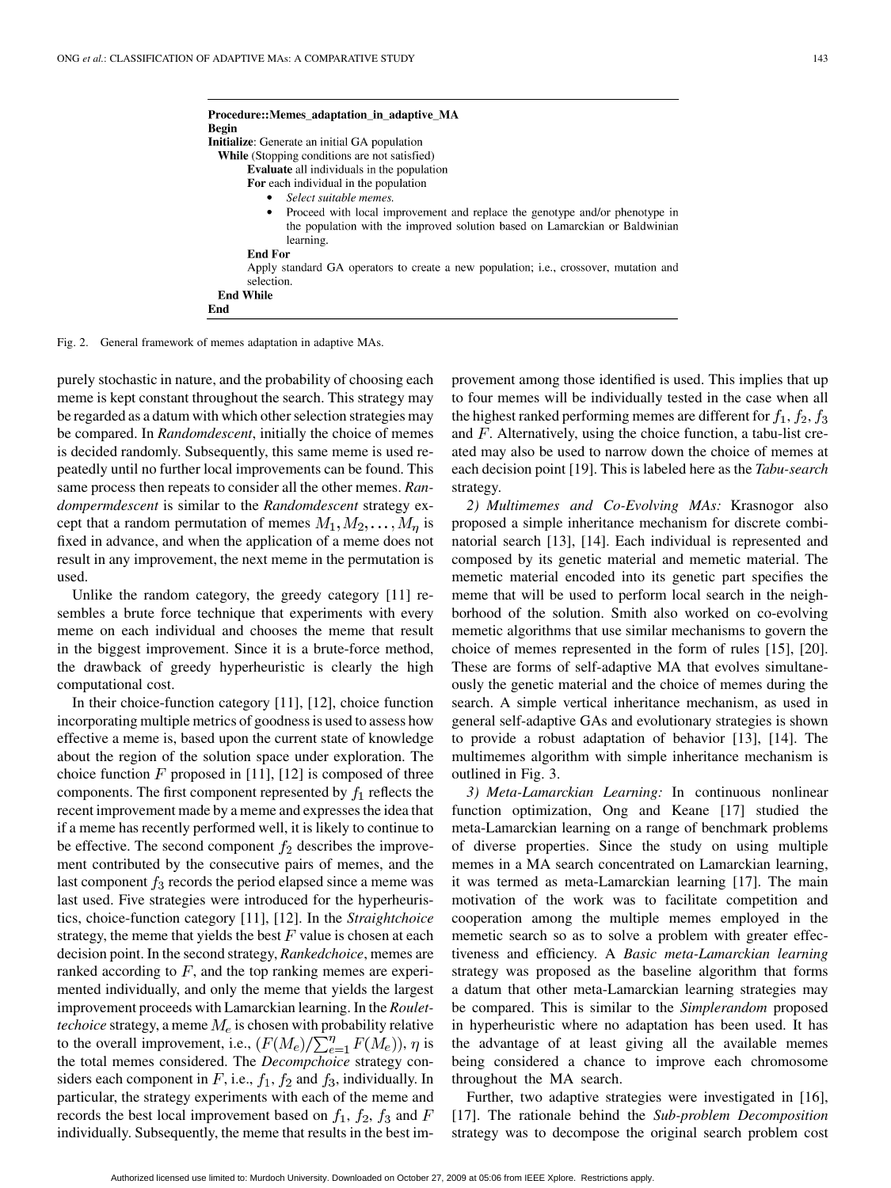```
Procedure::Memes_adaptation_in_adaptive_MA
Begin
Initialize: Generate an initial GA population
  While (Stopping conditions are not satisfied)
        Evaluate all individuals in the population
        For each individual in the population
          • Select suitable memes.
          • Proceed with local improvement and replace the genotype and/or phenotype in
            the population with the improved solution based on Lamarckian or Baldwinian
            learning.
        End For
        Apply standard GA operators to create a new population; i.e., crossover, mutation and
        selection.
  End While
End
```

Fig. 2. General framework of memes adaptation in adaptive MAs.

purely stochastic in nature, and the probability of choosing each meme is kept constant throughout the search. This strategy may be regarded as a datum with which other selection strategies may be compared. In *Randomdescent*, initially the choice of memes is decided randomly. Subsequently, this same meme is used repeatedly until no further local improvements can be found. This same process then repeats to consider all the other memes. *Randompermdescent* is similar to the *Randomdescent* strategy except that a random permutation of memes $M_1, M_2, \ldots, M_\eta$ is fixed in advance, and when the application of a meme does not result in any improvement, the next meme in the permutation is used.

Unlike the random category, the greedy category [11] resembles a brute force technique that experiments with every meme on each individual and chooses the meme that result in the biggest improvement. Since it is a brute-force method, the drawback of greedy hyperheuristic is clearly the high computational cost.

In their choice-function category [11], [12], choice function incorporating multiple metrics of goodness is used to assess how effective a meme is, based upon the current state of knowledge about the region of the solution space under exploration. The choice function $F$ proposed in [11], [12] is composed of three components. The first component represented by $f_1$ reflects the recent improvement made by a meme and expresses the idea that if a meme has recently performed well, it is likely to continue to be effective. The second component $f_2$ describes the improvement contributed by the consecutive pairs of memes, and the last component $f_3$ records the period elapsed since a meme was last used. Five strategies were introduced for the hyperheuristics, choice-function category [11], [12]. In the *Straightchoice* strategy, the meme that yields the best $F$ value is chosen at each decision point. In the second strategy, *Rankedchoice*, memes are ranked according to $F$, and the top ranking memes are experimented individually, and only the meme that yields the largest improvement proceeds with Lamarckian learning. In the *Roulettechoice* strategy, a meme $M_e$ is chosen with probability relative to the overall improvement, i.e., $(F(M_e)/\sum_{e=1}^{\eta} F(M_e))$, $\eta$ is the total memes considered. The *Decompchoice* strategy considers each component in $F$, i.e., $f_1$, $f_2$ and $f_3$, individually. In particular, the strategy experiments with each of the meme and records the best local improvement based on $f_1$, $f_2$, $f_3$ and $F$ individually. Subsequently, the meme that results in the best improvement among those identified is used. This implies that up to four memes will be individually tested in the case when all the highest ranked performing memes are different for $f_1$, $f_2$, $f_3$ and $F$. Alternatively, using the choice function, a tabu-list created may also be used to narrow down the choice of memes at each decision point [19]. This is labeled here as the *Tabu-search* strategy.

*2) Multimemes and Co-Evolving MAs:* Krasnogor also proposed a simple inheritance mechanism for discrete combinatorial search [13], [14]. Each individual is represented and composed by its genetic material and memetic material. The memetic material encoded into its genetic part specifies the meme that will be used to perform local search in the neighborhood of the solution. Smith also worked on co-evolving memetic algorithms that use similar mechanisms to govern the choice of memes represented in the form of rules [15], [20]. These are forms of self-adaptive MA that evolves simultaneously the genetic material and the choice of memes during the search. A simple vertical inheritance mechanism, as used in general self-adaptive GAs and evolutionary strategies is shown to provide a robust adaptation of behavior [13], [14]. The multimemes algorithm with simple inheritance mechanism is outlined in Fig. 3.

*3) Meta-Lamarckian Learning:* In continuous nonlinear function optimization, Ong and Keane [17] studied the meta-Lamarckian learning on a range of benchmark problems of diverse properties. Since the study on using multiple memes in a MA search concentrated on Lamarckian learning, it was termed as meta-Lamarckian learning [17]. The main motivation of the work was to facilitate competition and cooperation among the multiple memes employed in the memetic search so as to solve a problem with greater effectiveness and efficiency. A *Basic meta-Lamarckian learning* strategy was proposed as the baseline algorithm that forms a datum that other meta-Lamarckian learning strategies may be compared. This is similar to the *Simplerandom* proposed in hyperheuristic where no adaptation has been used. It has the advantage of at least giving all the available memes being considered a chance to improve each chromosome throughout the MA search.

Further, two adaptive strategies were investigated in [16], [17]. The rationale behind the *Sub-problem Decomposition* strategy was to decompose the original search problem cost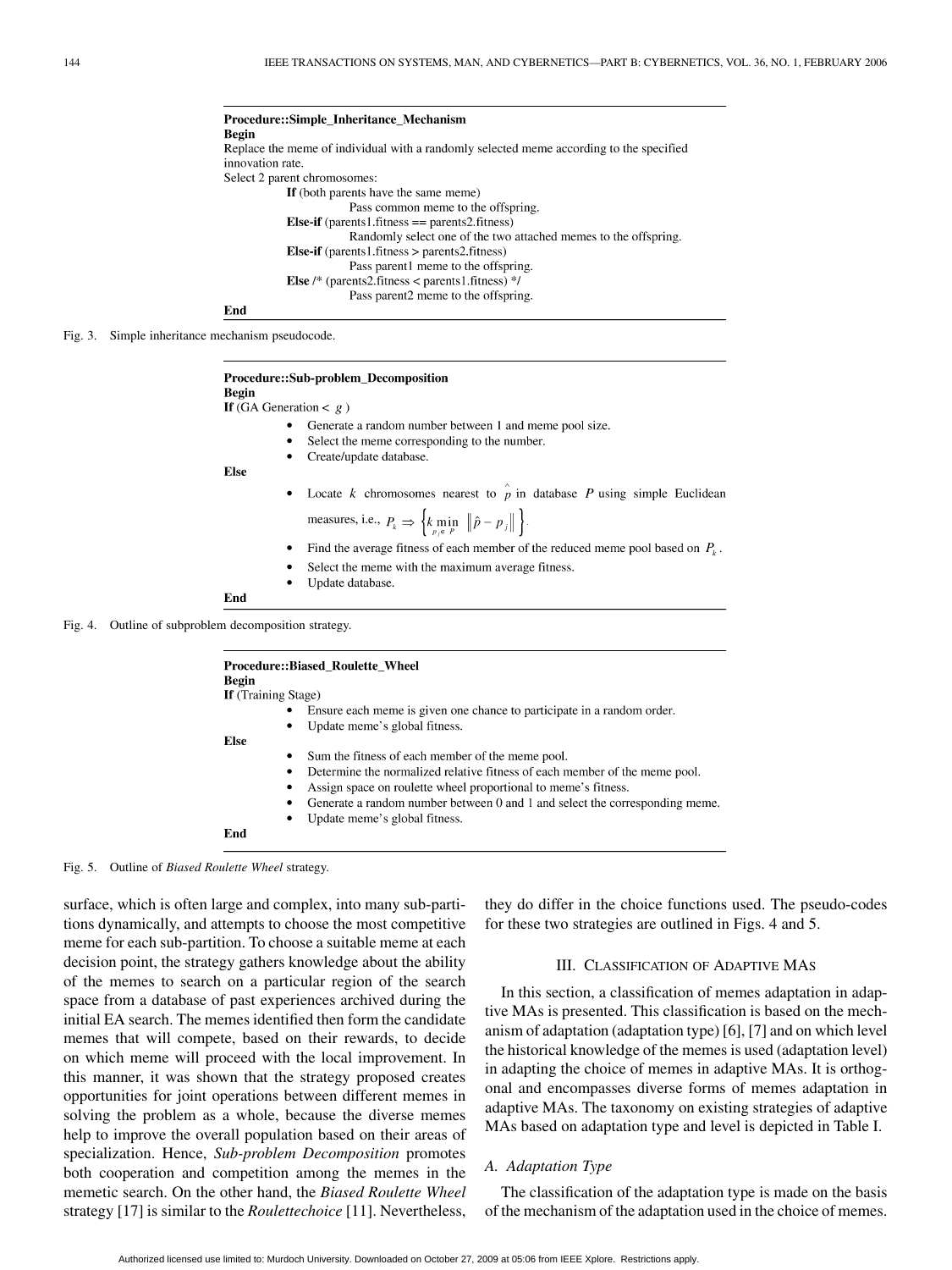```
Procedure::Simple_Inheritance_Mechanism
Begin
Replace the meme of individual with a randomly selected meme according to the specified
innovation rate.
Select 2 parent chromosomes:
    If (both parents have the same meme)
        Pass common meme to the offspring.
    Else-if (parents1.fitness == parents2.fitness)
        Randomly select one of the two attached memes to the offspring.
    Else-if (parents1.fitness > parents2.fitness)
        Pass parent1 meme to the offspring.
    Else /* (parents2.fitness < parents1.fitness) */
        Pass parent2 meme to the offspring.
End
```

Fig. 3. Simple inheritance mechanism pseudocode.

**Procedure::Sub-problem_Decomposition**
**Begin**
**If** (GA Generation < $g$ )

- Generate a random number between 1 and meme pool size.
- Select the meme corresponding to the number.
- Create/update database.

**Else**

- Locate $k$ chromosomes nearest to $\hat{p}$ in database $P$ using simple Euclidean measures, i.e., $P_k \Rightarrow \left\{ k \min_{p_j \in P} \left\| \hat{p} - p_j \right\| \right\}$.
- Find the average fitness of each member of the reduced meme pool based on $P_k$.
- Select the meme with the maximum average fitness.
- Update database.

**End**

Fig. 4. Outline of subproblem decomposition strategy.

**Procedure::Biased_Roulette_Wheel**
**Begin**
**If** (Training Stage)

- Ensure each meme is given one chance to participate in a random order.
- Update meme's global fitness.

**Else**

- Sum the fitness of each member of the meme pool.
- Determine the normalized relative fitness of each member of the meme pool.
- Assign space on roulette wheel proportional to meme's fitness.
- Generate a random number between 0 and 1 and select the corresponding meme.
- Update meme's global fitness.

**End**

Fig. 5. Outline of *Biased Roulette Wheel* strategy.

surface, which is often large and complex, into many sub-partitions dynamically, and attempts to choose the most competitive meme for each sub-partition. To choose a suitable meme at each decision point, the strategy gathers knowledge about the ability of the memes to search on a particular region of the search space from a database of past experiences archived during the initial EA search. The memes identified then form the candidate memes that will compete, based on their rewards, to decide on which meme will proceed with the local improvement. In this manner, it was shown that the strategy proposed creates opportunities for joint operations between different memes in solving the problem as a whole, because the diverse memes help to improve the overall population based on their areas of specialization. Hence, *Sub-problem Decomposition* promotes both cooperation and competition among the memes in the memetic search. On the other hand, the *Biased Roulette Wheel* strategy [17] is similar to the *Roulettechoice* [11]. Nevertheless, they do differ in the choice functions used. The pseudo-codes for these two strategies are outlined in Figs. 4 and 5.

## III. Classification of Adaptive MAs

In this section, a classification of memes adaptation in adaptive MAs is presented. This classification is based on the mechanism of adaptation (adaptation type) [6], [7] and on which level the historical knowledge of the memes is used (adaptation level) in adapting the choice of memes in adaptive MAs. It is orthogonal and encompasses diverse forms of memes adaptation in adaptive MAs. The taxonomy on existing strategies of adaptive MAs based on adaptation type and level is depicted in Table I.

### *A. Adaptation Type*

The classification of the adaptation type is made on the basis of the mechanism of the adaptation used in the choice of memes.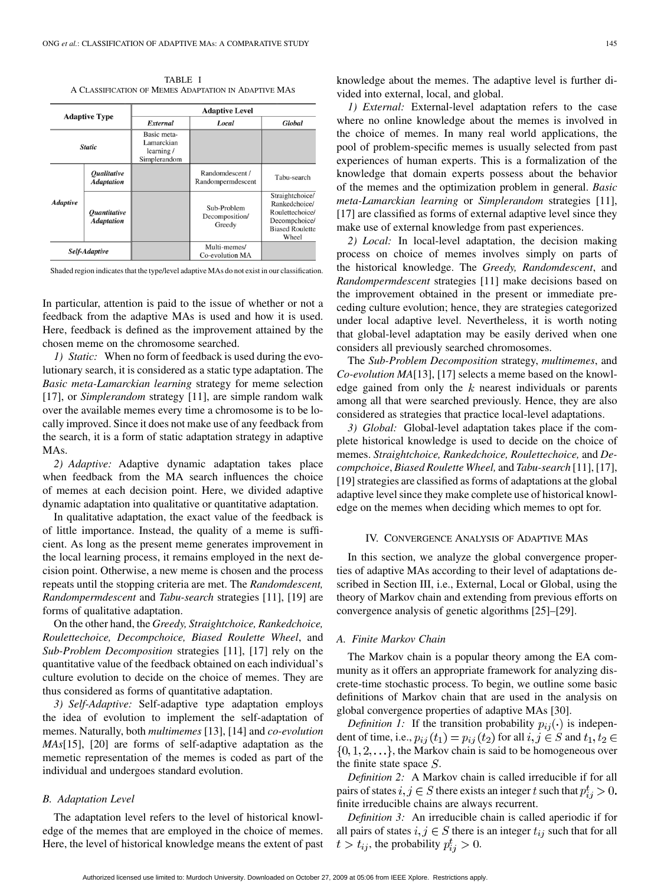TABLE I
A CLASSIFICATION OF MEMES ADAPTATION IN ADAPTIVE MAS

| Adaptive Type | | Adaptive Level | | |
|---|---|---|---|---|
| | | *External* | *Local* | *Global* |
| ***Static*** | | Basic meta-Lamarckian learning / Simplerandom | | |
| ***Adaptive*** | ***Qualitative Adaptation*** | | Randomdescent / Randompermdescent | Tabu-search |
| | ***Quantitative Adaptation*** | | Sub-Problem Decomposition/ Greedy | Straightchoice/ Rankedchoice/ Roulettechoice/ Decompchoice/ Biased Roulette Wheel |
| ***Self-Adaptive*** | | | Multi-memes/ Co-evolution MA | |

Shaded region indicates that the type/level adaptive MAs do not exist in our classification.

In particular, attention is paid to the issue of whether or not a feedback from the adaptive MAs is used and how it is used. Here, feedback is defined as the improvement attained by the chosen meme on the chromosome searched.

*1) Static:* When no form of feedback is used during the evolutionary search, it is considered as a static type adaptation. The *Basic meta-Lamarckian learning* strategy for meme selection [17], or *Simplerandom* strategy [11], are simple random walk over the available memes every time a chromosome is to be locally improved. Since it does not make use of any feedback from the search, it is a form of static adaptation strategy in adaptive MAs.

*2) Adaptive:* Adaptive dynamic adaptation takes place when feedback from the MA search influences the choice of memes at each decision point. Here, we divided adaptive dynamic adaptation into qualitative or quantitative adaptation.

In qualitative adaptation, the exact value of the feedback is of little importance. Instead, the quality of a meme is sufficient. As long as the present meme generates improvement in the local learning process, it remains employed in the next decision point. Otherwise, a new meme is chosen and the process repeats until the stopping criteria are met. The *Randomdescent, Randompermdescent* and *Tabu-search* strategies [11], [19] are forms of qualitative adaptation.

On the other hand, the *Greedy, Straightchoice, Rankedchoice, Roulettechoice, Decompchoice, Biased Roulette Wheel*, and *Sub-Problem Decomposition* strategies [11], [17] rely on the quantitative value of the feedback obtained on each individual's culture evolution to decide on the choice of memes. They are thus considered as forms of quantitative adaptation.

*3) Self-Adaptive:* Self-adaptive type adaptation employs the idea of evolution to implement the self-adaptation of memes. Naturally, both *multimemes* [13], [14] and *co-evolution MAs*[15], [20] are forms of self-adaptive adaptation as the memetic representation of the memes is coded as part of the individual and undergoes standard evolution.

### B. Adaptation Level

The adaptation level refers to the level of historical knowledge of the memes that are employed in the choice of memes. Here, the level of historical knowledge means the extent of past knowledge about the memes. The adaptive level is further divided into external, local, and global.

*1) External:* External-level adaptation refers to the case where no online knowledge about the memes is involved in the choice of memes. In many real world applications, the pool of problem-specific memes is usually selected from past experiences of human experts. This is a formalization of the knowledge that domain experts possess about the behavior of the memes and the optimization problem in general. *Basic meta-Lamarckian learning* or *Simplerandom* strategies [11], [17] are classified as forms of external adaptive level since they make use of external knowledge from past experiences.

*2) Local:* In local-level adaptation, the decision making process on choice of memes involves simply on parts of the historical knowledge. The *Greedy, Randomdescent*, and *Randompermdescent* strategies [11] make decisions based on the improvement obtained in the present or immediate preceding culture evolution; hence, they are strategies categorized under local adaptive level. Nevertheless, it is worth noting that global-level adaptation may be easily derived when one considers all previously searched chromosomes.

The *Sub-Problem Decomposition* strategy, *multimemes*, and *Co-evolution MA*[13], [17] selects a meme based on the knowledge gained from only the $k$ nearest individuals or parents among all that were searched previously. Hence, they are also considered as strategies that practice local-level adaptations.

*3) Global:* Global-level adaptation takes place if the complete historical knowledge is used to decide on the choice of memes. *Straightchoice, Rankedchoice, Roulettechoice,* and *Decompchoice, Biased Roulette Wheel,* and *Tabu-search* [11], [17], [19] strategies are classified as forms of adaptations at the global adaptive level since they make complete use of historical knowledge on the memes when deciding which memes to opt for.

## IV. CONVERGENCE ANALYSIS OF ADAPTIVE MAS

In this section, we analyze the global convergence properties of adaptive MAs according to their level of adaptations described in Section III, i.e., External, Local or Global, using the theory of Markov chain and extending from previous efforts on convergence analysis of genetic algorithms [25]–[29].

### A. Finite Markov Chain

The Markov chain is a popular theory among the EA community as it offers an appropriate framework for analyzing discrete-time stochastic process. To begin, we outline some basic definitions of Markov chain that are used in the analysis on global convergence properties of adaptive MAs [30].

*Definition 1:* If the transition probability $p_{ij}(\cdot)$ is independent of time, i.e., $p_{ij}(t_1) = p_{ij}(t_2)$ for all $i, j \in S$ and $t_1, t_2 \in \{0, 1, 2, \ldots\}$, the Markov chain is said to be homogeneous over the finite state space $S$.

*Definition 2:* A Markov chain is called irreducible if for all pairs of states $i, j \in S$ there exists an integer $t$ such that $p_{ij}^t > 0$. finite irreducible chains are always recurrent.

*Definition 3:* An irreducible chain is called aperiodic if for all pairs of states $i, j \in S$ there is an integer $t_{ij}$ such that for all $t > t_{ij}$, the probability $p_{ij}^t > 0$.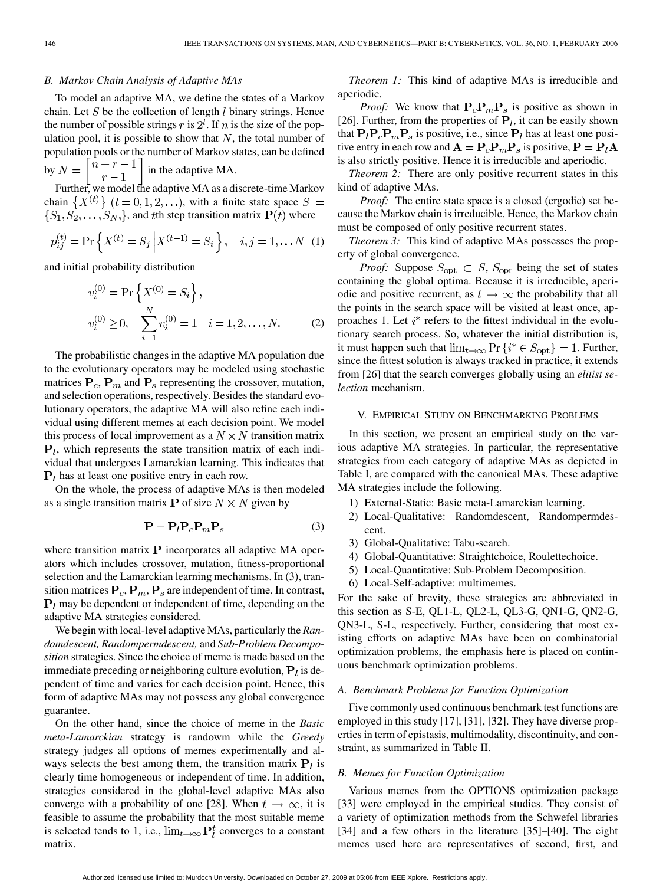### B. Markov Chain Analysis of Adaptive MAs

To model an adaptive MA, we define the states of a Markov chain. Let $S$ be the collection of length $l$ binary strings. Hence the number of possible strings $r$ is $2^l$. If $n$ is the size of the population pool, it is possible to show that $N$, the total number of population pools or the number of Markov states, can be defined by $N = \begin{bmatrix} n+r-1 \\ r-1 \end{bmatrix}$ in the adaptive MA.

Further, we model the adaptive MA as a discrete-time Markov chain $\{X^{(t)}\}$ $(t = 0, 1, 2, \ldots)$, with a finite state space $S = \{S_1, S_2, \ldots, S_N,\}$, and $t$th step transition matrix $\mathbf{P}(t)$ where

$$p_{ij}^{(t)} = \Pr\left\{X^{(t)} = S_j \,\middle|\, X^{(t-1)} = S_i\right\}, \quad i, j = 1, \ldots N \quad (1)$$

and initial probability distribution

$$v_i^{(0)} = \Pr\left\{X^{(0)} = S_i\right\},$$
$$v_i^{(0)} \geq 0, \quad \sum_{i=1}^{N} v_i^{(0)} = 1 \quad i = 1, 2, \ldots, N. \quad (2)$$

The probabilistic changes in the adaptive MA population due to the evolutionary operators may be modeled using stochastic matrices $\mathbf{P}_c$, $\mathbf{P}_m$ and $\mathbf{P}_s$ representing the crossover, mutation, and selection operations, respectively. Besides the standard evolutionary operators, the adaptive MA will also refine each individual using different memes at each decision point. We model this process of local improvement as a $N \times N$ transition matrix $\mathbf{P}_l$, which represents the state transition matrix of each individual that undergoes Lamarckian learning. This indicates that $\mathbf{P}_l$ has at least one positive entry in each row.

On the whole, the process of adaptive MAs is then modeled as a single transition matrix $\mathbf{P}$ of size $N \times N$ given by

$$\mathbf{P} = \mathbf{P}_l \mathbf{P}_c \mathbf{P}_m \mathbf{P}_s \quad (3)$$

where transition matrix $\mathbf{P}$ incorporates all adaptive MA operators which includes crossover, mutation, fitness-proportional selection and the Lamarckian learning mechanisms. In (3), transition matrices $\mathbf{P}_c, \mathbf{P}_m, \mathbf{P}_s$ are independent of time. In contrast, $\mathbf{P}_l$ may be dependent or independent of time, depending on the adaptive MA strategies considered.

We begin with local-level adaptive MAs, particularly the *Randomdescent, Randompermdescent,* and *Sub-Problem Decomposition* strategies. Since the choice of meme is made based on the immediate preceding or neighboring culture evolution, $\mathbf{P}_l$ is dependent of time and varies for each decision point. Hence, this form of adaptive MAs may not possess any global convergence guarantee.

On the other hand, since the choice of meme in the *Basic meta-Lamarckian* strategy is randowm while the *Greedy* strategy judges all options of memes experimentally and always selects the best among them, the transition matrix $\mathbf{P}_l$ is clearly time homogeneous or independent of time. In addition, strategies considered in the global-level adaptive MAs also converge with a probability of one [28]. When $t \to \infty$, it is feasible to assume the probability that the most suitable meme is selected tends to 1, i.e., $\lim_{t\to\infty} \mathbf{P}_l^t$ converges to a constant matrix.

*Theorem 1:* This kind of adaptive MAs is irreducible and aperiodic.

*Proof:* We know that $\mathbf{P}_c \mathbf{P}_m \mathbf{P}_s$ is positive as shown in [26]. Further, from the properties of $\mathbf{P}_l$, it can be easily shown that $\mathbf{P}_l \mathbf{P}_c \mathbf{P}_m \mathbf{P}_s$ is positive, i.e., since $\mathbf{P}_l$ has at least one positive entry in each row and $\mathbf{A} = \mathbf{P}_c \mathbf{P}_m \mathbf{P}_s$ is positive, $\mathbf{P} = \mathbf{P}_l \mathbf{A}$ is also strictly positive. Hence it is irreducible and aperiodic.

*Theorem 2:* There are only positive recurrent states in this kind of adaptive MAs.

*Proof:* The entire state space is a closed (ergodic) set because the Markov chain is irreducible. Hence, the Markov chain must be composed of only positive recurrent states.

*Theorem 3:* This kind of adaptive MAs possesses the property of global convergence.

*Proof:* Suppose $S_{\text{opt}} \subset S$, $S_{\text{opt}}$ being the set of states containing the global optima. Because it is irreducible, aperiodic and positive recurrent, as $t \to \infty$ the probability that all the points in the search space will be visited at least once, approaches 1. Let $i^*$ refers to the fittest individual in the evolutionary search process. So, whatever the initial distribution is, it must happen such that $\lim_{t\to\infty} \Pr\{i^* \in S_{\text{opt}}\} = 1$. Further, since the fittest solution is always tracked in practice, it extends from [26] that the search converges globally using an *elitist selection* mechanism.

## V. Empirical Study on Benchmarking Problems

In this section, we present an empirical study on the various adaptive MA strategies. In particular, the representative strategies from each category of adaptive MAs as depicted in Table I, are compared with the canonical MAs. These adaptive MA strategies include the following.

1) External-Static: Basic meta-Lamarckian learning.
2) Local-Qualitative: Randomdescent, Randompermdescent.
3) Global-Qualitative: Tabu-search.
4) Global-Quantitative: Straightchoice, Roulettechoice.
5) Local-Quantitative: Sub-Problem Decomposition.
6) Local-Self-adaptive: multimemes.

For the sake of brevity, these strategies are abbreviated in this section as S-E, QL1-L, QL2-L, QL3-G, QN1-G, QN2-G, QN3-L, S-L, respectively. Further, considering that most existing efforts on adaptive MAs have been on combinatorial optimization problems, the emphasis here is placed on continuous benchmark optimization problems.

### A. Benchmark Problems for Function Optimization

Five commonly used continuous benchmark test functions are employed in this study [17], [31], [32]. They have diverse properties in term of epistasis, multimodality, discontinuity, and constraint, as summarized in Table II.

### B. Memes for Function Optimization

Various memes from the OPTIONS optimization package [33] were employed in the empirical studies. They consist of a variety of optimization methods from the Schwefel libraries [34] and a few others in the literature [35]–[40]. The eight memes used here are representatives of second, first, and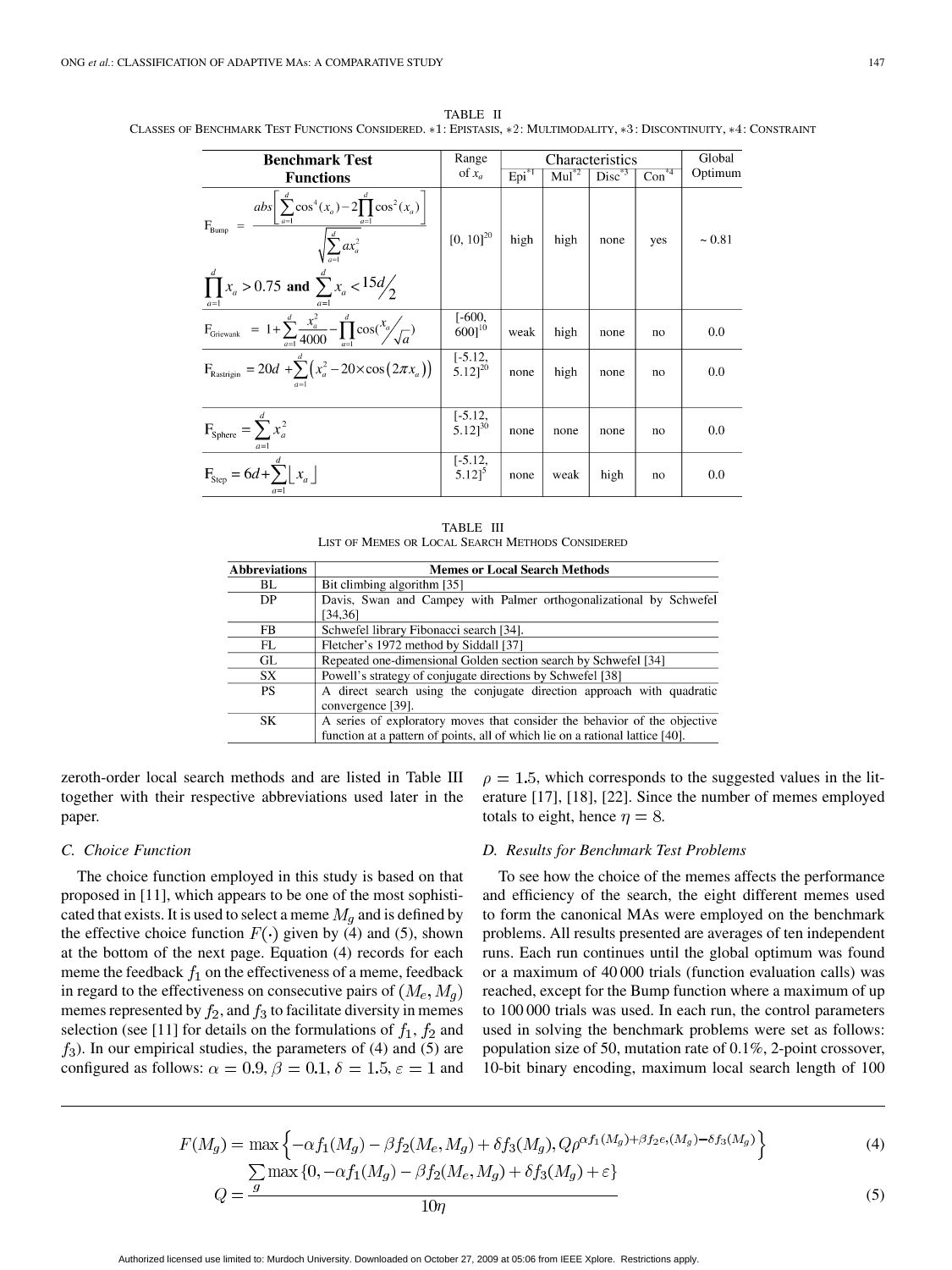TABLE II

CLASSES OF BENCHMARK TEST FUNCTIONS CONSIDERED. *1: EPISTASIS, *2: MULTIMODALITY, *3: DISCONTINUITY, *4: CONSTRAINT

| Benchmark Test Functions | Range of $x_a$ | Characteristics | | | | Global Optimum |
|---|---|---|---|---|---|---|
| | | Epi[*1] | Mul[*2] | Disc[*3] | Con[*4] | |
| $F_{Bump} = \dfrac{abs\left[\sum_{a=1}^{d}\cos^4(x_a) - 2\prod_{a=1}^{d}\cos^2(x_a)\right]}{\sqrt{\sum_{a=1}^{d} ax_a^2}}$ <br> $\prod_{a=1}^{d} x_a > 0.75$ **and** $\sum_{a=1}^{d} x_a < 15d/2$ | $[0, 10]^{20}$ | high | high | none | yes | ~ 0.81 |
| $F_{Griewank} = 1 + \sum_{a=1}^{d} \frac{x_a^2}{4000} - \prod_{a=1}^{d} \cos(x_a/\sqrt{a})$ | $[-600, 600]^{10}$ | weak | high | none | no | 0.0 |
| $F_{Rastrigin} = 20d + \sum_{a=1}^{d}\left(x_a^2 - 20\times\cos(2\pi x_a)\right)$ | $[-5.12, 5.12]^{20}$ | none | high | none | no | 0.0 |
| $F_{Sphere} = \sum_{a=1}^{d} x_a^2$ | $[-5.12, 5.12]^{30}$ | none | none | none | no | 0.0 |
| $F_{Step} = 6d + \sum_{a=1}^{d} \lfloor x_a \rfloor$ | $[-5.12, 5.12]^{5}$ | none | weak | high | no | 0.0 |

TABLE III

LIST OF MEMES OR LOCAL SEARCH METHODS CONSIDERED

| Abbreviations | Memes or Local Search Methods |
|---|---|
| BL | Bit climbing algorithm [35] |
| DP | Davis, Swan and Campey with Palmer orthogonalizational by Schwefel [34,36] |
| FB | Schwefel library Fibonacci search [34]. |
| FL | Fletcher's 1972 method by Siddall [37] |
| GL | Repeated one-dimensional Golden section search by Schwefel [34] |
| SX | Powell's strategy of conjugate directions by Schwefel [38] |
| PS | A direct search using the conjugate direction approach with quadratic convergence [39]. |
| SK | A series of exploratory moves that consider the behavior of the objective function at a pattern of points, all of which lie on a rational lattice [40]. |

zeroth-order local search methods and are listed in Table III together with their respective abbreviations used later in the paper.

### C. Choice Function

The choice function employed in this study is based on that proposed in [11], which appears to be one of the most sophisticated that exists. It is used to select a meme $M_g$ and is defined by the effective choice function $F(\cdot)$ given by (4) and (5), shown at the bottom of the next page. Equation (4) records for each meme the feedback $f_1$ on the effectiveness of a meme, feedback in regard to the effectiveness on consecutive pairs of $(M_e, M_g)$ memes represented by $f_2$, and $f_3$ to facilitate diversity in memes selection (see [11] for details on the formulations of $f_1$, $f_2$ and $f_3$). In our empirical studies, the parameters of (4) and (5) are configured as follows: $\alpha = 0.9$, $\beta = 0.1$, $\delta = 1.5$, $\varepsilon = 1$ and $\rho = 1.5$, which corresponds to the suggested values in the literature [17], [18], [22]. Since the number of memes employed totals to eight, hence $\eta = 8$.

### D. Results for Benchmark Test Problems

To see how the choice of the memes affects the performance and efficiency of the search, the eight different memes used to form the canonical MAs were employed on the benchmark problems. All results presented are averages of ten independent runs. Each run continues until the global optimum was found or a maximum of 40 000 trials (function evaluation calls) was reached, except for the Bump function where a maximum of up to 100 000 trials was used. In each run, the control parameters used in solving the benchmark problems were set as follows: population size of 50, mutation rate of 0.1%, 2-point crossover, 10-bit binary encoding, maximum local search length of 100

$$F(M_g) = \max\left\{-\alpha f_1(M_g) - \beta f_2(M_e, M_g) + \delta f_3(M_g), Q\rho^{\alpha f_1(M_g)+\beta f_2 e,(M_g)-\delta f_3(M_g)}\right\} \tag{4}$$

$$Q = \frac{\sum_g \max\{0, -\alpha f_1(M_g) - \beta f_2(M_e, M_g) + \delta f_3(M_g) + \varepsilon\}}{10\eta} \tag{5}$$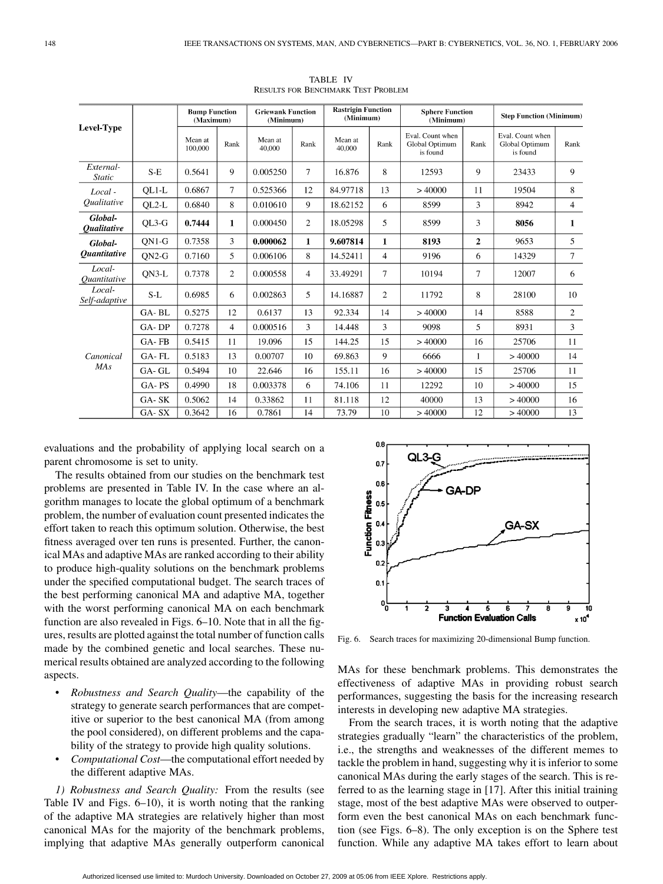TABLE IV
RESULTS FOR BENCHMARK TEST PROBLEM

| Level-Type | | Bump Function (Maximum) | | Griewank Function (Minimum) | | Rastrigin Function (Minimum) | | Sphere Function (Minimum) | | Step Function (Minimum) | |
|---|---|---|---|---|---|---|---|---|---|---|---|
| | | Mean at 100,000 | Rank | Mean at 40,000 | Rank | Mean at 40,000 | Rank | Eval. Count when Global Optimum is found | Rank | Eval. Count when Global Optimum is found | Rank |
| *External-Static* | S-E | 0.5641 | 9 | 0.005250 | 7 | 16.876 | 8 | 12593 | 9 | 23433 | 9 |
| *Local - Qualitative* | QL1-L | 0.6867 | 7 | 0.525366 | 12 | 84.97718 | 13 | > 40000 | 11 | 19504 | 8 |
| | QL2-L | 0.6840 | 8 | 0.010610 | 9 | 18.62152 | 6 | 8599 | 3 | 8942 | 4 |
| ***Global-Qualitative*** | QL3-G | **0.7444** | **1** | 0.000450 | 2 | 18.05298 | 5 | 8599 | 3 | **8056** | **1** |
| ***Global-Quantitative*** | QN1-G | 0.7358 | 3 | **0.000062** | **1** | **9.607814** | **1** | **8193** | **2** | 9653 | 5 |
| | QN2-G | 0.7160 | 5 | 0.006106 | 8 | 14.52411 | 4 | 9196 | 6 | 14329 | 7 |
| *Local-Quantitative* | QN3-L | 0.7378 | 2 | 0.000558 | 4 | 33.49291 | 7 | 10194 | 7 | 12007 | 6 |
| *Local-Self-adaptive* | S-L | 0.6985 | 6 | 0.002863 | 5 | 14.16887 | 2 | 11792 | 8 | 28100 | 10 |
| *Canonical MAs* | GA- BL | 0.5275 | 12 | 0.6137 | 13 | 92.334 | 14 | > 40000 | 14 | 8588 | 2 |
| | GA- DP | 0.7278 | 4 | 0.000516 | 3 | 14.448 | 3 | 9098 | 5 | 8931 | 3 |
| | GA- FB | 0.5415 | 11 | 19.096 | 15 | 144.25 | 15 | > 40000 | 16 | 25706 | 11 |
| | GA- FL | 0.5183 | 13 | 0.00707 | 10 | 69.863 | 9 | 6666 | 1 | > 40000 | 14 |
| | GA- GL | 0.5494 | 10 | 22.646 | 16 | 155.11 | 16 | > 40000 | 15 | 25706 | 11 |
| | GA- PS | 0.4990 | 18 | 0.003378 | 6 | 74.106 | 11 | 12292 | 10 | > 40000 | 15 |
| | GA- SK | 0.5062 | 14 | 0.33862 | 11 | 81.118 | 12 | 40000 | 13 | > 40000 | 16 |
| | GA- SX | 0.3642 | 16 | 0.7861 | 14 | 73.79 | 10 | > 40000 | 12 | > 40000 | 13 |

evaluations and the probability of applying local search on a parent chromosome is set to unity.

The results obtained from our studies on the benchmark test problems are presented in Table IV. In the case where an algorithm manages to locate the global optimum of a benchmark problem, the number of evaluation count presented indicates the effort taken to reach this optimum solution. Otherwise, the best fitness averaged over ten runs is presented. Further, the canonical MAs and adaptive MAs are ranked according to their ability to produce high-quality solutions on the benchmark problems under the specified computational budget. The search traces of the best performing canonical MA and adaptive MA, together with the worst performing canonical MA on each benchmark function are also revealed in Figs. 6–10. Note that in all the figures, results are plotted against the total number of function calls made by the combined genetic and local searches. These numerical results obtained are analyzed according to the following aspects.

- *Robustness and Search Quality*—the capability of the strategy to generate search performances that are competitive or superior to the best canonical MA (from among the pool considered), on different problems and the capability of the strategy to provide high quality solutions.
- *Computational Cost*—the computational effort needed by the different adaptive MAs.

*1) Robustness and Search Quality:* From the results (see Table IV and Figs. 6–10), it is worth noting that the ranking of the adaptive MA strategies are relatively higher than most canonical MAs for the majority of the benchmark problems, implying that adaptive MAs generally outperform canonical MAs for these benchmark problems. This demonstrates the effectiveness of adaptive MAs in providing robust search performances, suggesting the basis for the increasing research interests in developing new adaptive MA strategies.

Fig. 6. Search traces for maximizing 20-dimensional Bump function.

From the search traces, it is worth noting that the adaptive strategies gradually "learn" the characteristics of the problem, i.e., the strengths and weaknesses of the different memes to tackle the problem in hand, suggesting why it is inferior to some canonical MAs during the early stages of the search. This is referred to as the learning stage in [17]. After this initial training stage, most of the best adaptive MAs were observed to outperform even the best canonical MAs on each benchmark function (see Figs. 6–8). The only exception is on the Sphere test function. While any adaptive MA takes effort to learn about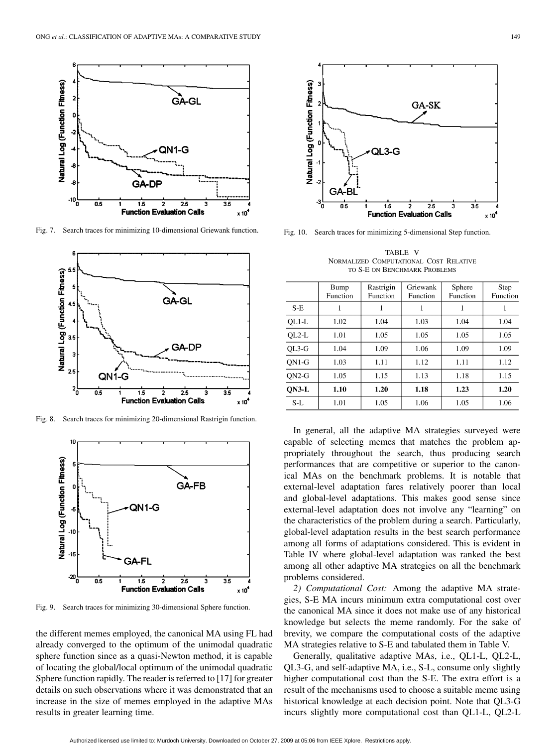Fig. 7. Search traces for minimizing 10-dimensional Griewank function.

Fig. 8. Search traces for minimizing 20-dimensional Rastrigin function.

Fig. 9. Search traces for minimizing 30-dimensional Sphere function.

the different memes employed, the canonical MA using FL had already converged to the optimum of the unimodal quadratic sphere function since as a quasi-Newton method, it is capable of locating the global/local optimum of the unimodal quadratic Sphere function rapidly. The reader is referred to [17] for greater details on such observations where it was demonstrated that an increase in the size of memes employed in the adaptive MAs results in greater learning time.

Fig. 10. Search traces for minimizing 5-dimensional Step function.

TABLE V
NORMALIZED COMPUTATIONAL COST RELATIVE TO S-E ON BENCHMARK PROBLEMS

| | Bump Function | Rastrigin Function | Griewank Function | Sphere Function | Step Function |
|---|---|---|---|---|---|
| S-E | 1 | 1 | 1 | 1 | 1 |
| QL1-L | 1.02 | 1.04 | 1.03 | 1.04 | 1.04 |
| QL2-L | 1.01 | 1.05 | 1.05 | 1.05 | 1.05 |
| QL3-G | 1.04 | 1.09 | 1.06 | 1.09 | 1.09 |
| QN1-G | 1.03 | 1.11 | 1.12 | 1.11 | 1.12 |
| QN2-G | 1.05 | 1.15 | 1.13 | 1.18 | 1.15 |
| **QN3-L** | **1.10** | **1.20** | **1.18** | **1.23** | **1.20** |
| S-L | 1.01 | 1.05 | 1.06 | 1.05 | 1.06 |

In general, all the adaptive MA strategies surveyed were capable of selecting memes that matches the problem appropriately throughout the search, thus producing search performances that are competitive or superior to the canonical MAs on the benchmark problems. It is notable that external-level adaptation fares relatively poorer than local and global-level adaptations. This makes good sense since external-level adaptation does not involve any "learning" on the characteristics of the problem during a search. Particularly, global-level adaptation results in the best search performance among all forms of adaptations considered. This is evident in Table IV where global-level adaptation was ranked the best among all other adaptive MA strategies on all the benchmark problems considered.

*2) Computational Cost:* Among the adaptive MA strategies, S-E MA incurs minimum extra computational cost over the canonical MA since it does not make use of any historical knowledge but selects the meme randomly. For the sake of brevity, we compare the computational costs of the adaptive MA strategies relative to S-E and tabulated them in Table V.

Generally, qualitative adaptive MAs, i.e., QL1-L, QL2-L, QL3-G, and self-adaptive MA, i.e., S-L, consume only slightly higher computational cost than the S-E. The extra effort is a result of the mechanisms used to choose a suitable meme using historical knowledge at each decision point. Note that QL3-G incurs slightly more computational cost than QL1-L, QL2-L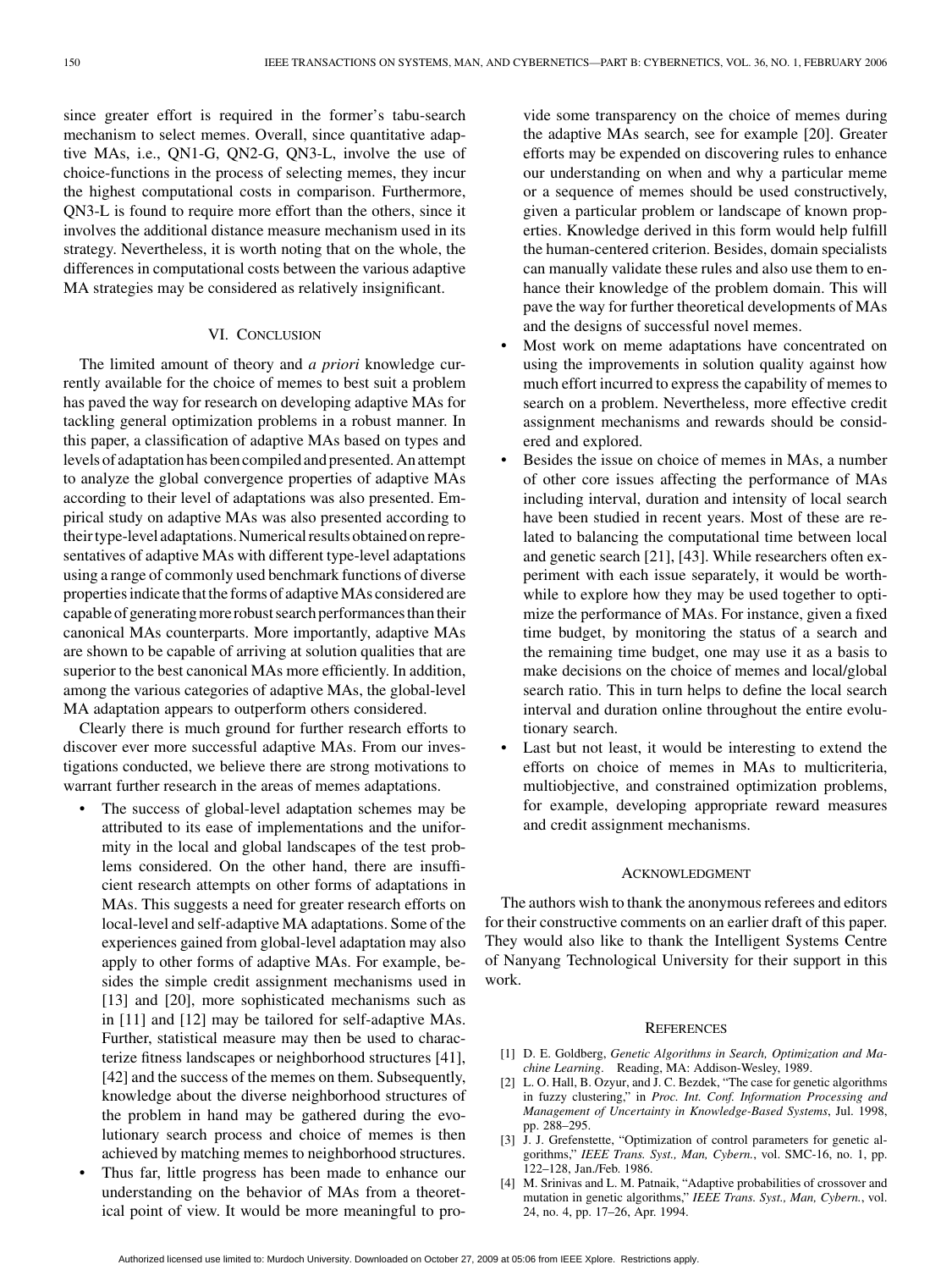since greater effort is required in the former's tabu-search mechanism to select memes. Overall, since quantitative adaptive MAs, i.e., QN1-G, QN2-G, QN3-L, involve the use of choice-functions in the process of selecting memes, they incur the highest computational costs in comparison. Furthermore, QN3-L is found to require more effort than the others, since it involves the additional distance measure mechanism used in its strategy. Nevertheless, it is worth noting that on the whole, the differences in computational costs between the various adaptive MA strategies may be considered as relatively insignificant.

## VI. Conclusion

The limited amount of theory and *a priori* knowledge currently available for the choice of memes to best suit a problem has paved the way for research on developing adaptive MAs for tackling general optimization problems in a robust manner. In this paper, a classification of adaptive MAs based on types and levels of adaptation has been compiled and presented. An attempt to analyze the global convergence properties of adaptive MAs according to their level of adaptations was also presented. Empirical study on adaptive MAs was also presented according to their type-level adaptations. Numerical results obtained on representatives of adaptive MAs with different type-level adaptations using a range of commonly used benchmark functions of diverse properties indicate that the forms of adaptive MAs considered are capable of generating more robust search performances than their canonical MAs counterparts. More importantly, adaptive MAs are shown to be capable of arriving at solution qualities that are superior to the best canonical MAs more efficiently. In addition, among the various categories of adaptive MAs, the global-level MA adaptation appears to outperform others considered.

Clearly there is much ground for further research efforts to discover ever more successful adaptive MAs. From our investigations conducted, we believe there are strong motivations to warrant further research in the areas of memes adaptations.

- The success of global-level adaptation schemes may be attributed to its ease of implementations and the uniformity in the local and global landscapes of the test problems considered. On the other hand, there are insufficient research attempts on other forms of adaptations in MAs. This suggests a need for greater research efforts on local-level and self-adaptive MA adaptations. Some of the experiences gained from global-level adaptation may also apply to other forms of adaptive MAs. For example, besides the simple credit assignment mechanisms used in [13] and [20], more sophisticated mechanisms such as in [11] and [12] may be tailored for self-adaptive MAs. Further, statistical measure may then be used to characterize fitness landscapes or neighborhood structures [41], [42] and the success of the memes on them. Subsequently, knowledge about the diverse neighborhood structures of the problem in hand may be gathered during the evolutionary search process and choice of memes is then achieved by matching memes to neighborhood structures.
- Thus far, little progress has been made to enhance our understanding on the behavior of MAs from a theoretical point of view. It would be more meaningful to provide some transparency on the choice of memes during the adaptive MAs search, see for example [20]. Greater efforts may be expended on discovering rules to enhance our understanding on when and why a particular meme or a sequence of memes should be used constructively, given a particular problem or landscape of known properties. Knowledge derived in this form would help fulfill the human-centered criterion. Besides, domain specialists can manually validate these rules and also use them to enhance their knowledge of the problem domain. This will pave the way for further theoretical developments of MAs and the designs of successful novel memes.
- Most work on meme adaptations have concentrated on using the improvements in solution quality against how much effort incurred to express the capability of memes to search on a problem. Nevertheless, more effective credit assignment mechanisms and rewards should be considered and explored.
- Besides the issue on choice of memes in MAs, a number of other core issues affecting the performance of MAs including interval, duration and intensity of local search have been studied in recent years. Most of these are related to balancing the computational time between local and genetic search [21], [43]. While researchers often experiment with each issue separately, it would be worthwhile to explore how they may be used together to optimize the performance of MAs. For instance, given a fixed time budget, by monitoring the status of a search and the remaining time budget, one may use it as a basis to make decisions on the choice of memes and local/global search ratio. This in turn helps to define the local search interval and duration online throughout the entire evolutionary search.
- Last but not least, it would be interesting to extend the efforts on choice of memes in MAs to multicriteria, multiobjective, and constrained optimization problems, for example, developing appropriate reward measures and credit assignment mechanisms.

## Acknowledgment

The authors wish to thank the anonymous referees and editors for their constructive comments on an earlier draft of this paper. They would also like to thank the Intelligent Systems Centre of Nanyang Technological University for their support in this work.

## References

[1] D. E. Goldberg, *Genetic Algorithms in Search, Optimization and Machine Learning*. Reading, MA: Addison-Wesley, 1989.

[2] L. O. Hall, B. Ozyur, and J. C. Bezdek, "The case for genetic algorithms in fuzzy clustering," in *Proc. Int. Conf. Information Processing and Management of Uncertainty in Knowledge-Based Systems*, Jul. 1998, pp. 288–295.

[3] J. J. Grefenstette, "Optimization of control parameters for genetic algorithms," *IEEE Trans. Syst., Man, Cybern.*, vol. SMC-16, no. 1, pp. 122–128, Jan./Feb. 1986.

[4] M. Srinivas and L. M. Patnaik, "Adaptive probabilities of crossover and mutation in genetic algorithms," *IEEE Trans. Syst., Man, Cybern.*, vol. 24, no. 4, pp. 17–26, Apr. 1994.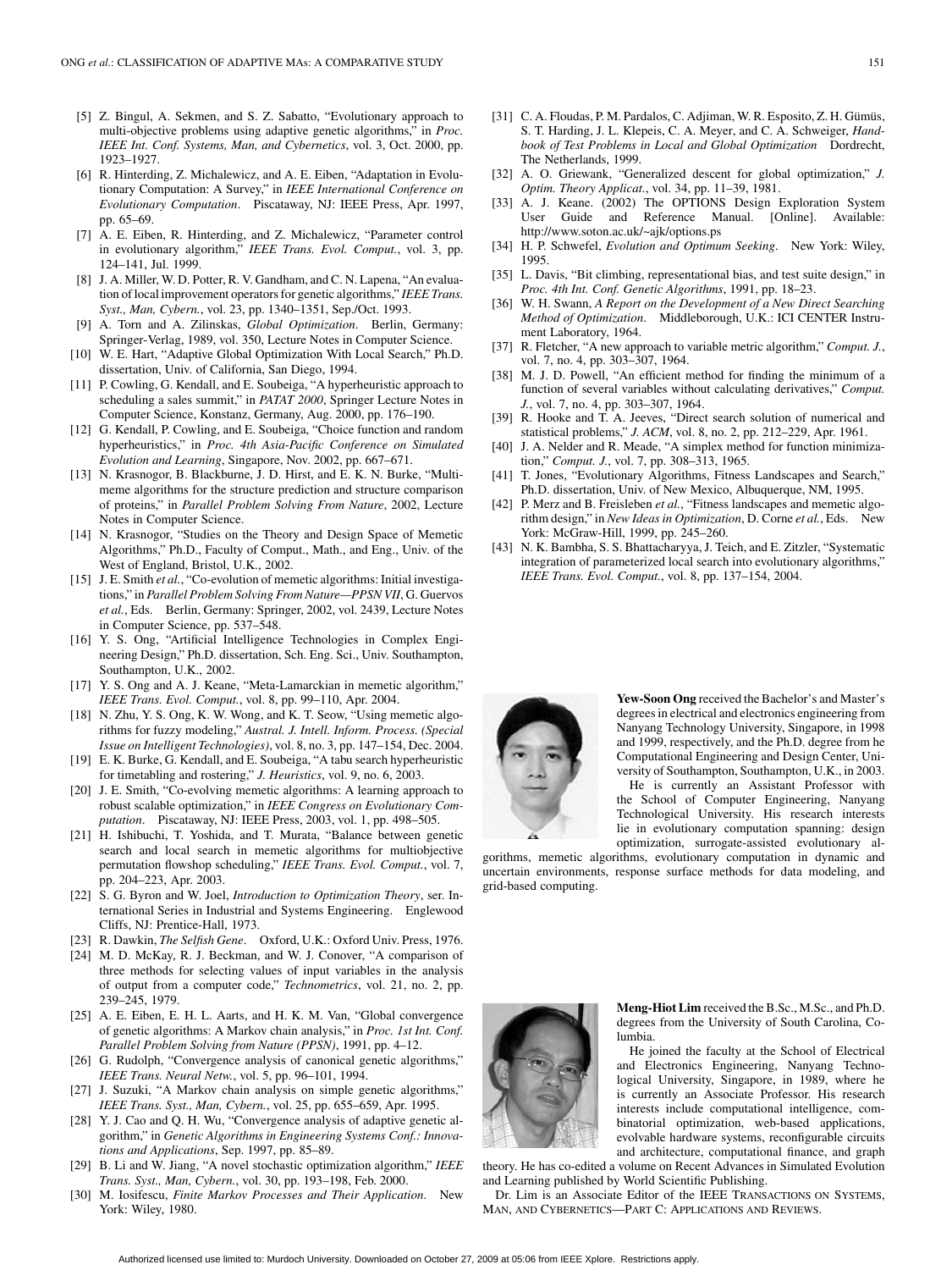[5] Z. Bingul, A. Sekmen, and S. Z. Sabatto, "Evolutionary approach to multi-objective problems using adaptive genetic algorithms," in *Proc. IEEE Int. Conf. Systems, Man, and Cybernetics*, vol. 3, Oct. 2000, pp. 1923–1927.

[6] R. Hinterding, Z. Michalewicz, and A. E. Eiben, "Adaptation in Evolutionary Computation: A Survey," in *IEEE International Conference on Evolutionary Computation*. Piscataway, NJ: IEEE Press, Apr. 1997, pp. 65–69.

[7] A. E. Eiben, R. Hinterding, and Z. Michalewicz, "Parameter control in evolutionary algorithm," *IEEE Trans. Evol. Comput.*, vol. 3, pp. 124–141, Jul. 1999.

[8] J. A. Miller, W. D. Potter, R. V. Gandham, and C. N. Lapena, "An evaluation of local improvement operators for genetic algorithms," *IEEE Trans. Syst., Man, Cybern.*, vol. 23, pp. 1340–1351, Sep./Oct. 1993.

[9] A. Torn and A. Zilinskas, *Global Optimization*. Berlin, Germany: Springer-Verlag, 1989, vol. 350, Lecture Notes in Computer Science.

[10] W. E. Hart, "Adaptive Global Optimization With Local Search," Ph.D. dissertation, Univ. of California, San Diego, 1994.

[11] P. Cowling, G. Kendall, and E. Soubeiga, "A hyperheuristic approach to scheduling a sales summit," in *PATAT 2000*, Springer Lecture Notes in Computer Science, Konstanz, Germany, Aug. 2000, pp. 176–190.

[12] G. Kendall, P. Cowling, and E. Soubeiga, "Choice function and random hyperheuristics," in *Proc. 4th Asia-Pacific Conference on Simulated Evolution and Learning*, Singapore, Nov. 2002, pp. 667–671.

[13] N. Krasnogor, B. Blackburne, J. D. Hirst, and E. K. N. Burke, "Multimeme algorithms for the structure prediction and structure comparison of proteins," in *Parallel Problem Solving From Nature*, 2002, Lecture Notes in Computer Science.

[14] N. Krasnogor, "Studies on the Theory and Design Space of Memetic Algorithms," Ph.D., Faculty of Comput., Math., and Eng., Univ. of the West of England, Bristol, U.K., 2002.

[15] J. E. Smith *et al.*, "Co-evolution of memetic algorithms: Initial investigations," in *Parallel Problem Solving From Nature—PPSN VII*, G. Guervos *et al.*, Eds. Berlin, Germany: Springer, 2002, vol. 2439, Lecture Notes in Computer Science, pp. 537–548.

[16] Y. S. Ong, "Artificial Intelligence Technologies in Complex Engineering Design," Ph.D. dissertation, Sch. Eng. Sci., Univ. Southampton, Southampton, U.K., 2002.

[17] Y. S. Ong and A. J. Keane, "Meta-Lamarckian in memetic algorithm," *IEEE Trans. Evol. Comput.*, vol. 8, pp. 99–110, Apr. 2004.

[18] N. Zhu, Y. S. Ong, K. W. Wong, and K. T. Seow, "Using memetic algorithms for fuzzy modeling," *Austral. J. Intell. Inform. Process. (Special Issue on Intelligent Technologies)*, vol. 8, no. 3, pp. 147–154, Dec. 2004.

[19] E. K. Burke, G. Kendall, and E. Soubeiga, "A tabu search hyperheuristic for timetabling and rostering," *J. Heuristics*, vol. 9, no. 6, 2003.

[20] J. E. Smith, "Co-evolving memetic algorithms: A learning approach to robust scalable optimization," in *IEEE Congress on Evolutionary Computation*. Piscataway, NJ: IEEE Press, 2003, vol. 1, pp. 498–505.

[21] H. Ishibuchi, T. Yoshida, and T. Murata, "Balance between genetic search and local search in memetic algorithms for multiobjective permutation flowshop scheduling," *IEEE Trans. Evol. Comput.*, vol. 7, pp. 204–223, Apr. 2003.

[22] S. G. Byron and W. Joel, *Introduction to Optimization Theory*, ser. International Series in Industrial and Systems Engineering. Englewood Cliffs, NJ: Prentice-Hall, 1973.

[23] R. Dawkin, *The Selfish Gene*. Oxford, U.K.: Oxford Univ. Press, 1976.

[24] M. D. McKay, R. J. Beckman, and W. J. Conover, "A comparison of three methods for selecting values of input variables in the analysis of output from a computer code," *Technometrics*, vol. 21, no. 2, pp. 239–245, 1979.

[25] A. E. Eiben, E. H. L. Aarts, and H. K. M. Van, "Global convergence of genetic algorithms: A Markov chain analysis," in *Proc. 1st Int. Conf. Parallel Problem Solving from Nature (PPSN)*, 1991, pp. 4–12.

[26] G. Rudolph, "Convergence analysis of canonical genetic algorithms," *IEEE Trans. Neural Netw.*, vol. 5, pp. 96–101, 1994.

[27] J. Suzuki, "A Markov chain analysis on simple genetic algorithms," *IEEE Trans. Syst., Man, Cybern.*, vol. 25, pp. 655–659, Apr. 1995.

[28] Y. J. Cao and Q. H. Wu, "Convergence analysis of adaptive genetic algorithm," in *Genetic Algorithms in Engineering Systems Conf.: Innovations and Applications*, Sep. 1997, pp. 85–89.

[29] B. Li and W. Jiang, "A novel stochastic optimization algorithm," *IEEE Trans. Syst., Man, Cybern.*, vol. 30, pp. 193–198, Feb. 2000.

[30] M. Iosifescu, *Finite Markov Processes and Their Application*. New York: Wiley, 1980.

[31] C. A. Floudas, P. M. Pardalos, C. Adjiman, W. R. Esposito, Z. H. Gümüs, S. T. Harding, J. L. Klepeis, C. A. Meyer, and C. A. Schweiger, *Handbook of Test Problems in Local and Global Optimization* Dordrecht, The Netherlands, 1999.

[32] A. O. Griewank, "Generalized descent for global optimization," *J. Optim. Theory Applicat.*, vol. 34, pp. 11–39, 1981.

[33] A. J. Keane. (2002) The OPTIONS Design Exploration System User Guide and Reference Manual. [Online]. Available: http://www.soton.ac.uk/~ajk/options.ps

[34] H. P. Schwefel, *Evolution and Optimum Seeking*. New York: Wiley, 1995.

[35] L. Davis, "Bit climbing, representational bias, and test suite design," in *Proc. 4th Int. Conf. Genetic Algorithms*, 1991, pp. 18–23.

[36] W. H. Swann, *A Report on the Development of a New Direct Searching Method of Optimization*. Middleborough, U.K.: ICI CENTER Instrument Laboratory, 1964.

[37] R. Fletcher, "A new approach to variable metric algorithm," *Comput. J.*, vol. 7, no. 4, pp. 303–307, 1964.

[38] M. J. D. Powell, "An efficient method for finding the minimum of a function of several variables without calculating derivatives," *Comput. J.*, vol. 7, no. 4, pp. 303–307, 1964.

[39] R. Hooke and T. A. Jeeves, "Direct search solution of numerical and statistical problems," *J. ACM*, vol. 8, no. 2, pp. 212–229, Apr. 1961.

[40] J. A. Nelder and R. Meade, "A simplex method for function minimization," *Comput. J.*, vol. 7, pp. 308–313, 1965.

[41] T. Jones, "Evolutionary Algorithms, Fitness Landscapes and Search," Ph.D. dissertation, Univ. of New Mexico, Albuquerque, NM, 1995.

[42] P. Merz and B. Freisleben *et al.*, "Fitness landscapes and memetic algorithm design," in *New Ideas in Optimization*, D. Corne *et al.*, Eds. New York: McGraw-Hill, 1999, pp. 245–260.

[43] N. K. Bambha, S. S. Bhattacharyya, J. Teich, and E. Zitzler, "Systematic integration of parameterized local search into evolutionary algorithms," *IEEE Trans. Evol. Comput.*, vol. 8, pp. 137–154, 2004.

**Yew-Soon Ong** received the Bachelor's and Master's degrees in electrical and electronics engineering from Nanyang Technology University, Singapore, in 1998 and 1999, respectively, and the Ph.D. degree from he Computational Engineering and Design Center, University of Southampton, Southampton, U.K., in 2003.

He is currently an Assistant Professor with the School of Computer Engineering, Nanyang Technological University. His research interests lie in evolutionary computation spanning: design optimization, surrogate-assisted evolutionary algorithms, memetic algorithms, evolutionary computation in dynamic and uncertain environments, response surface methods for data modeling, and grid-based computing.

**Meng-Hiot Lim** received the B.Sc., M.Sc., and Ph.D. degrees from the University of South Carolina, Columbia.

He joined the faculty at the School of Electrical and Electronics Engineering, Nanyang Technological University, Singapore, in 1989, where he is currently an Associate Professor. His research interests include computational intelligence, combinatorial optimization, web-based applications, evolvable hardware systems, reconfigurable circuits and architecture, computational finance, and graph theory. He has co-edited a volume on Recent Advances in Simulated Evolution and Learning published by World Scientific Publishing.

Dr. Lim is an Associate Editor of the IEEE TRANSACTIONS ON SYSTEMS, MAN, AND CYBERNETICS—PART C: APPLICATIONS AND REVIEWS.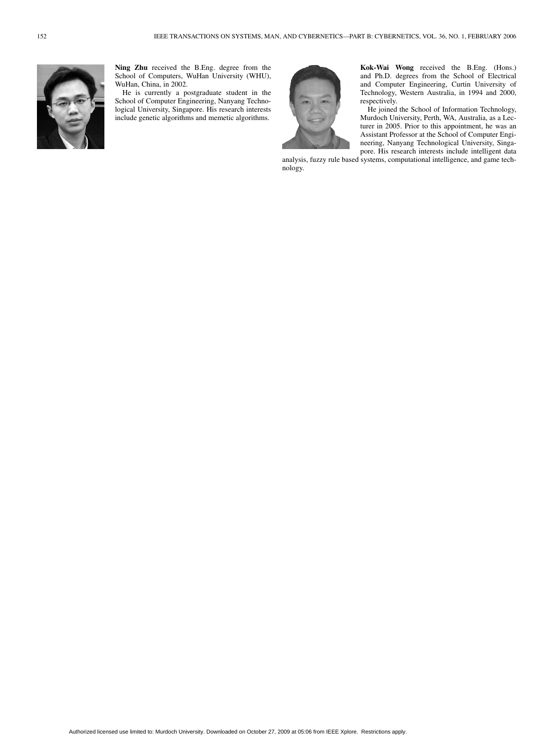**Ning Zhu** received the B.Eng. degree from the School of Computers, WuHan University (WHU), WuHan, China, in 2002.

He is currently a postgraduate student in the School of Computer Engineering, Nanyang Technological University, Singapore. His research interests include genetic algorithms and memetic algorithms.

**Kok-Wai Wong** received the B.Eng. (Hons.) and Ph.D. degrees from the School of Electrical and Computer Engineering, Curtin University of Technology, Western Australia, in 1994 and 2000, respectively.

He joined the School of Information Technology, Murdoch University, Perth, WA, Australia, as a Lecturer in 2005. Prior to this appointment, he was an Assistant Professor at the School of Computer Engineering, Nanyang Technological University, Singapore. His research interests include intelligent data analysis, fuzzy rule based systems, computational intelligence, and game technology.

Authorized licensed use limited to: Murdoch University. Downloaded on October 27, 2009 at 05:06 from IEEE Xplore. Restrictions apply.